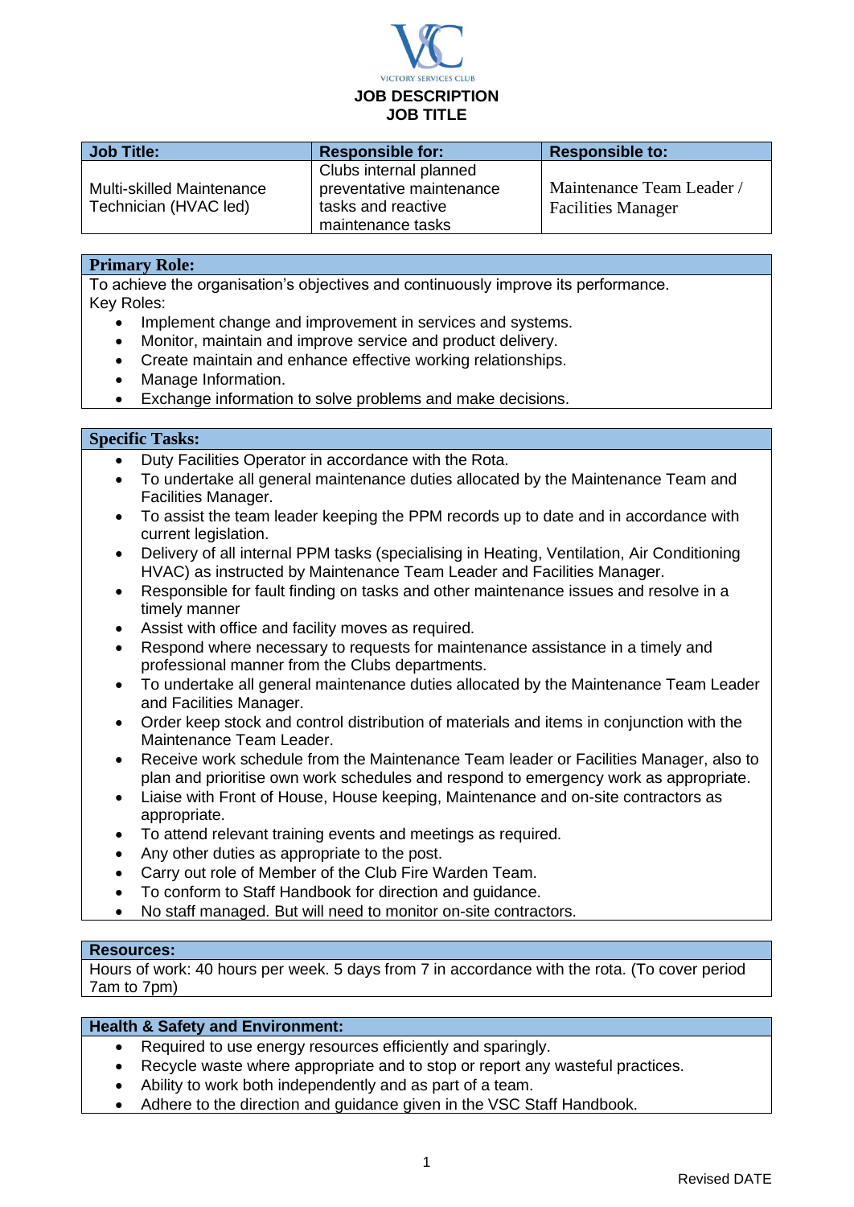VICTORY SERVICES CLUB

# JOB DESCRIPTION
## JOB TITLE

| Job Title: | Responsible for: | Responsible to: |
| --- | --- | --- |
| Multi-skilled Maintenance Technician (HVAC led) | Clubs internal planned preventative maintenance tasks and reactive maintenance tasks | Maintenance Team Leader / Facilities Manager |

### Primary Role:

To achieve the organisation's objectives and continuously improve its performance.

Key Roles:

- Implement change and improvement in services and systems.
- Monitor, maintain and improve service and product delivery.
- Create maintain and enhance effective working relationships.
- Manage Information.
- Exchange information to solve problems and make decisions.

### Specific Tasks:

- Duty Facilities Operator in accordance with the Rota.
- To undertake all general maintenance duties allocated by the Maintenance Team and Facilities Manager.
- To assist the team leader keeping the PPM records up to date and in accordance with current legislation.
- Delivery of all internal PPM tasks (specialising in Heating, Ventilation, Air Conditioning HVAC) as instructed by Maintenance Team Leader and Facilities Manager.
- Responsible for fault finding on tasks and other maintenance issues and resolve in a timely manner
- Assist with office and facility moves as required.
- Respond where necessary to requests for maintenance assistance in a timely and professional manner from the Clubs departments.
- To undertake all general maintenance duties allocated by the Maintenance Team Leader and Facilities Manager.
- Order keep stock and control distribution of materials and items in conjunction with the Maintenance Team Leader.
- Receive work schedule from the Maintenance Team leader or Facilities Manager, also to plan and prioritise own work schedules and respond to emergency work as appropriate.
- Liaise with Front of House, House keeping, Maintenance and on-site contractors as appropriate.
- To attend relevant training events and meetings as required.
- Any other duties as appropriate to the post.
- Carry out role of Member of the Club Fire Warden Team.
- To conform to Staff Handbook for direction and guidance.
- No staff managed. But will need to monitor on-site contractors.

### Resources:

Hours of work: 40 hours per week. 5 days from 7 in accordance with the rota. (To cover period 7am to 7pm)

### Health & Safety and Environment:

- Required to use energy resources efficiently and sparingly.
- Recycle waste where appropriate and to stop or report any wasteful practices.
- Ability to work both independently and as part of a team.
- Adhere to the direction and guidance given in the VSC Staff Handbook.

Revised DATE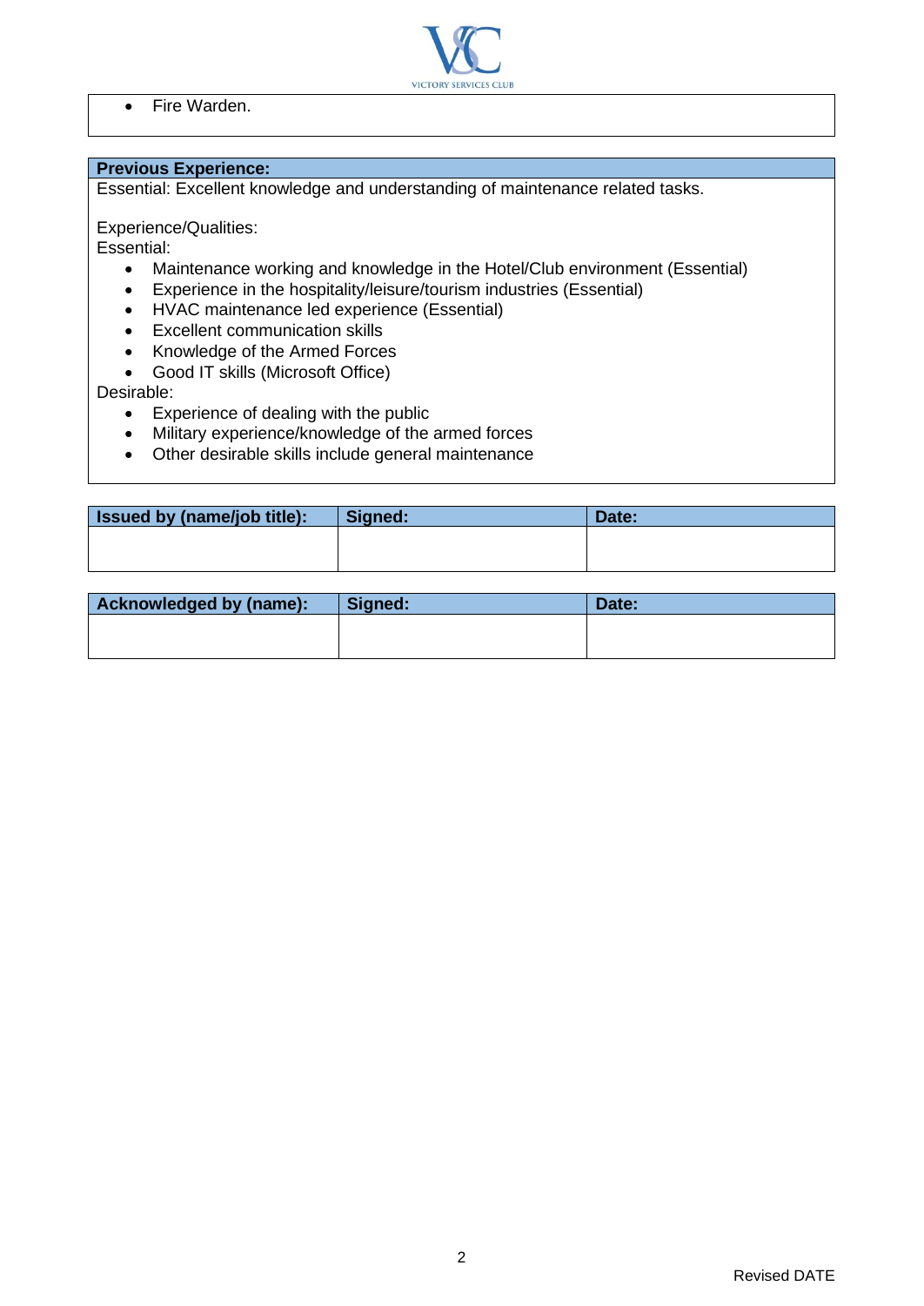- Fire Warden.

**Previous Experience:**

Essential: Excellent knowledge and understanding of maintenance related tasks.

Experience/Qualities:
Essential:

- Maintenance working and knowledge in the Hotel/Club environment (Essential)
- Experience in the hospitality/leisure/tourism industries (Essential)
- HVAC maintenance led experience (Essential)
- Excellent communication skills
- Knowledge of the Armed Forces
- Good IT skills (Microsoft Office)

Desirable:

- Experience of dealing with the public
- Military experience/knowledge of the armed forces
- Other desirable skills include general maintenance

| Issued by (name/job title): | Signed: | Date: |
|---|---|---|
| | | |

| Acknowledged by (name): | Signed: | Date: |
|---|---|---|
| | | |

Revised DATE